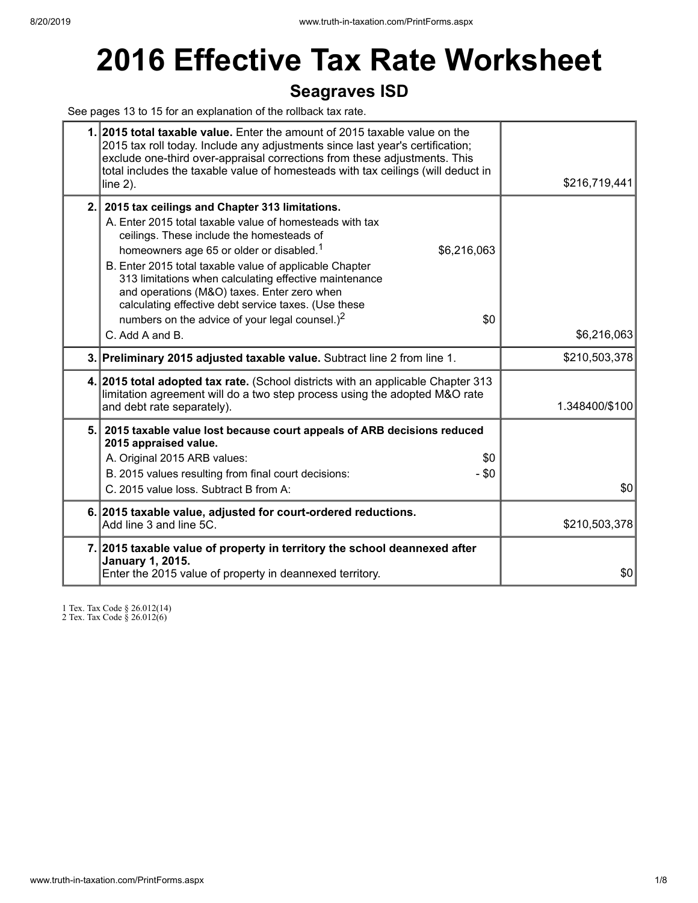# 2016 Effective Tax Rate Worksheet

## Seagraves ISD

See pages 13 to 15 for an explanation of the rollback tax rate.

| | | |
|---|---|---|
| 1. | **2015 total taxable value.** Enter the amount of 2015 taxable value on the 2015 tax roll today. Include any adjustments since last year's certification; exclude one-third over-appraisal corrections from these adjustments. This total includes the taxable value of homesteads with tax ceilings (will deduct in line 2). | $216,719,441 |
| 2. | **2015 tax ceilings and Chapter 313 limitations.**<br>A. Enter 2015 total taxable value of homesteads with tax ceilings. These include the homesteads of homeowners age 65 or older or disabled.[1] $6,216,063<br>B. Enter 2015 total taxable value of applicable Chapter 313 limitations when calculating effective maintenance and operations (M&O) taxes. Enter zero when calculating effective debt service taxes. (Use these numbers on the advice of your legal counsel.)[2] $0<br>C. Add A and B. | $6,216,063 |
| 3. | **Preliminary 2015 adjusted taxable value.** Subtract line 2 from line 1. | $210,503,378 |
| 4. | **2015 total adopted tax rate.** (School districts with an applicable Chapter 313 limitation agreement will do a two step process using the adopted M&O rate and debt rate separately). | 1.348400/$100 |
| 5. | **2015 taxable value lost because court appeals of ARB decisions reduced 2015 appraised value.**<br>A. Original 2015 ARB values: $0<br>B. 2015 values resulting from final court decisions: - $0<br>C. 2015 value loss. Subtract B from A: | $0 |
| 6. | **2015 taxable value, adjusted for court-ordered reductions.** Add line 3 and line 5C. | $210,503,378 |
| 7. | **2015 taxable value of property in territory the school deannexed after January 1, 2015.** Enter the 2015 value of property in deannexed territory. | $0 |

1 Tex. Tax Code § 26.012(14)
2 Tex. Tax Code § 26.012(6)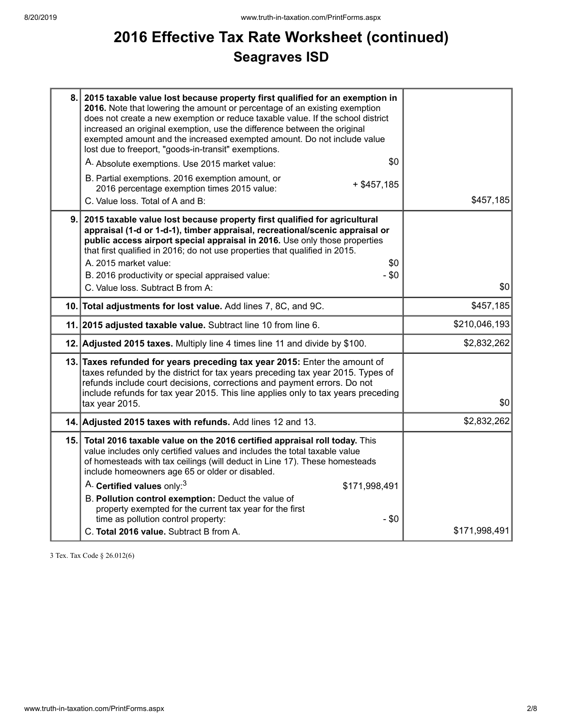# 2016 Effective Tax Rate Worksheet (continued)

## Seagraves ISD

| | | | |
|---|---|---|---|
| 8. | **2015 taxable value lost because property first qualified for an exemption in 2016.** Note that lowering the amount or percentage of an existing exemption does not create a new exemption or reduce taxable value. If the school district increased an original exemption, use the difference between the original exempted amount and the increased exempted amount. Do not include value lost due to freeport, "goods-in-transit" exemptions.<br>A. Absolute exemptions. Use 2015 market value:<br>B. Partial exemptions. 2016 exemption amount, or 2016 percentage exemption times 2015 value:<br>C. Value loss. Total of A and B: | <br><br><br><br><br>$0<br><br>+ $457,185 | $457,185 |
| 9. | **2015 taxable value lost because property first qualified for agricultural appraisal (1-d or 1-d-1), timber appraisal, recreational/scenic appraisal or public access airport special appraisal in 2016.** Use only those properties that first qualified in 2016; do not use properties that qualified in 2015.<br>A. 2015 market value:<br>B. 2016 productivity or special appraised value:<br>C. Value loss. Subtract B from A: | <br><br><br><br>$0<br>- $0 | $0 |
| 10. | **Total adjustments for lost value.** Add lines 7, 8C, and 9C. | | $457,185 |
| 11. | **2015 adjusted taxable value.** Subtract line 10 from line 6. | | $210,046,193 |
| 12. | **Adjusted 2015 taxes.** Multiply line 4 times line 11 and divide by $100. | | $2,832,262 |
| 13. | **Taxes refunded for years preceding tax year 2015:** Enter the amount of taxes refunded by the district for tax years preceding tax year 2015. Types of refunds include court decisions, corrections and payment errors. Do not include refunds for tax year 2015. This line applies only to tax years preceding tax year 2015. | | $0 |
| 14. | **Adjusted 2015 taxes with refunds.** Add lines 12 and 13. | | $2,832,262 |
| 15. | **Total 2016 taxable value on the 2016 certified appraisal roll today.** This value includes only certified values and includes the total taxable value of homesteads with tax ceilings (will deduct in Line 17). These homesteads include homeowners age 65 or older or disabled.<br>A. **Certified values** only:[3]<br>B. **Pollution control exemption:** Deduct the value of property exempted for the current tax year for the first time as pollution control property:<br>C. **Total 2016 value.** Subtract B from A. | <br><br><br><br>$171,998,491<br><br><br>- $0 | $171,998,491 |

3 Tex. Tax Code § 26.012(6)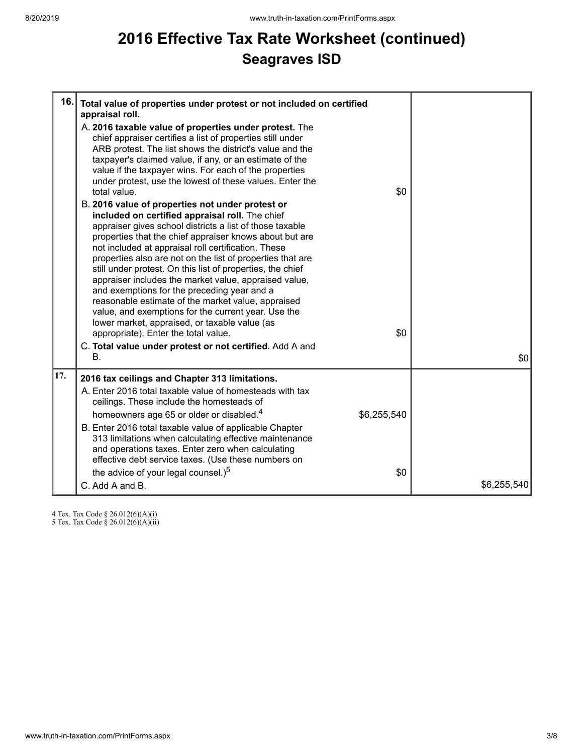# 2016 Effective Tax Rate Worksheet (continued)

## Seagraves ISD

| | | | |
|---|---|---|---|
| 16. | **Total value of properties under protest or not included on certified appraisal roll.**<br>A. **2016 taxable value of properties under protest.** The chief appraiser certifies a list of properties still under ARB protest. The list shows the district's value and the taxpayer's claimed value, if any, or an estimate of the value if the taxpayer wins. For each of the properties under protest, use the lowest of these values. Enter the total value.<br>B. **2016 value of properties not under protest or included on certified appraisal roll.** The chief appraiser gives school districts a list of those taxable properties that the chief appraiser knows about but are not included at appraisal roll certification. These properties also are not on the list of properties that are still under protest. On this list of properties, the chief appraiser includes the market value, appraised value, and exemptions for the preceding year and a reasonable estimate of the market value, appraised value, and exemptions for the current year. Use the lower market, appraised, or taxable value (as appropriate). Enter the total value.<br>C. **Total value under protest or not certified.** Add A and B. | A: $0<br>B: $0 | $0 |
| 17. | **2016 tax ceilings and Chapter 313 limitations.**<br>A. Enter 2016 total taxable value of homesteads with tax ceilings. These include the homesteads of homeowners age 65 or older or disabled.[4]<br>B. Enter 2016 total taxable value of applicable Chapter 313 limitations when calculating effective maintenance and operations taxes. Enter zero when calculating effective debt service taxes. (Use these numbers on the advice of your legal counsel.)[5]<br>C. Add A and B. | A: $6,255,540<br>B: $0 | $6,255,540 |

4 Tex. Tax Code § 26.012(6)(A)(i)
5 Tex. Tax Code § 26.012(6)(A)(ii)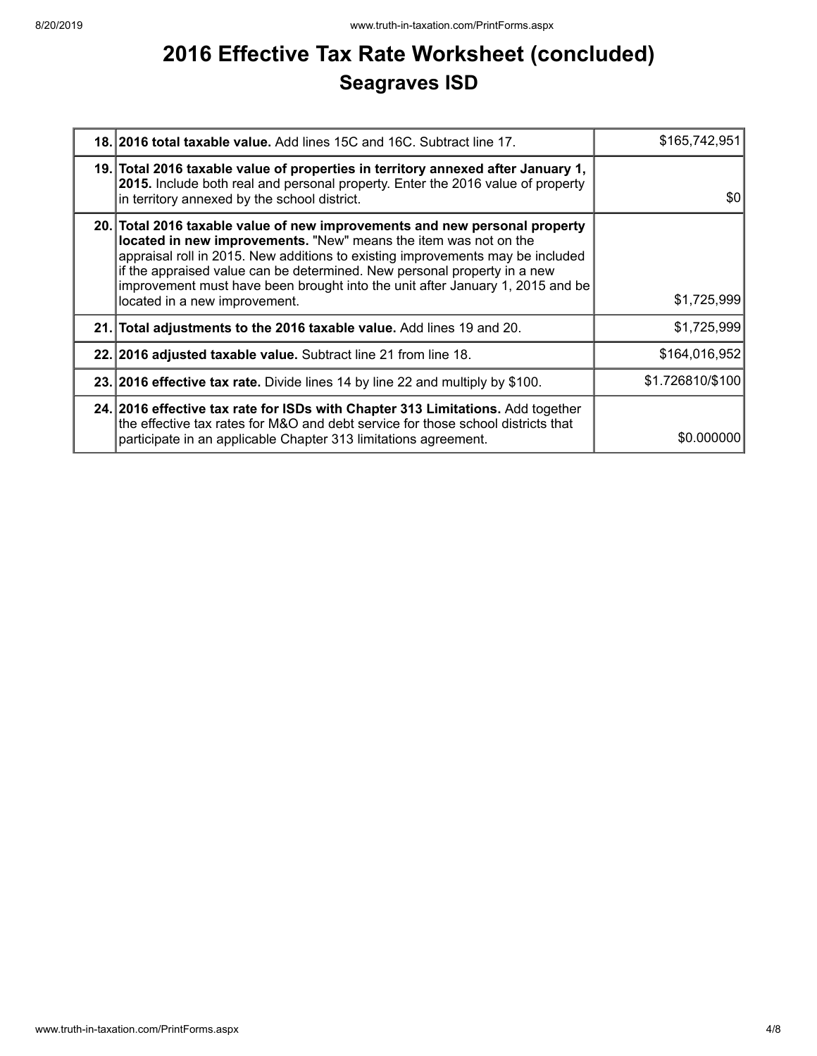# 2016 Effective Tax Rate Worksheet (concluded)

## Seagraves ISD

| Line | Description | Value |
|---|---|---|
| 18. | **2016 total taxable value.** Add lines 15C and 16C. Subtract line 17. | $165,742,951 |
| 19. | **Total 2016 taxable value of properties in territory annexed after January 1, 2015.** Include both real and personal property. Enter the 2016 value of property in territory annexed by the school district. | $0 |
| 20. | **Total 2016 taxable value of new improvements and new personal property located in new improvements.** "New" means the item was not on the appraisal roll in 2015. New additions to existing improvements may be included if the appraised value can be determined. New personal property in a new improvement must have been brought into the unit after January 1, 2015 and be located in a new improvement. | $1,725,999 |
| 21. | **Total adjustments to the 2016 taxable value.** Add lines 19 and 20. | $1,725,999 |
| 22. | **2016 adjusted taxable value.** Subtract line 21 from line 18. | $164,016,952 |
| 23. | **2016 effective tax rate.** Divide lines 14 by line 22 and multiply by $100. | $1.726810/$100 |
| 24. | **2016 effective tax rate for ISDs with Chapter 313 Limitations.** Add together the effective tax rates for M&O and debt service for those school districts that participate in an applicable Chapter 313 limitations agreement. | $0.000000 |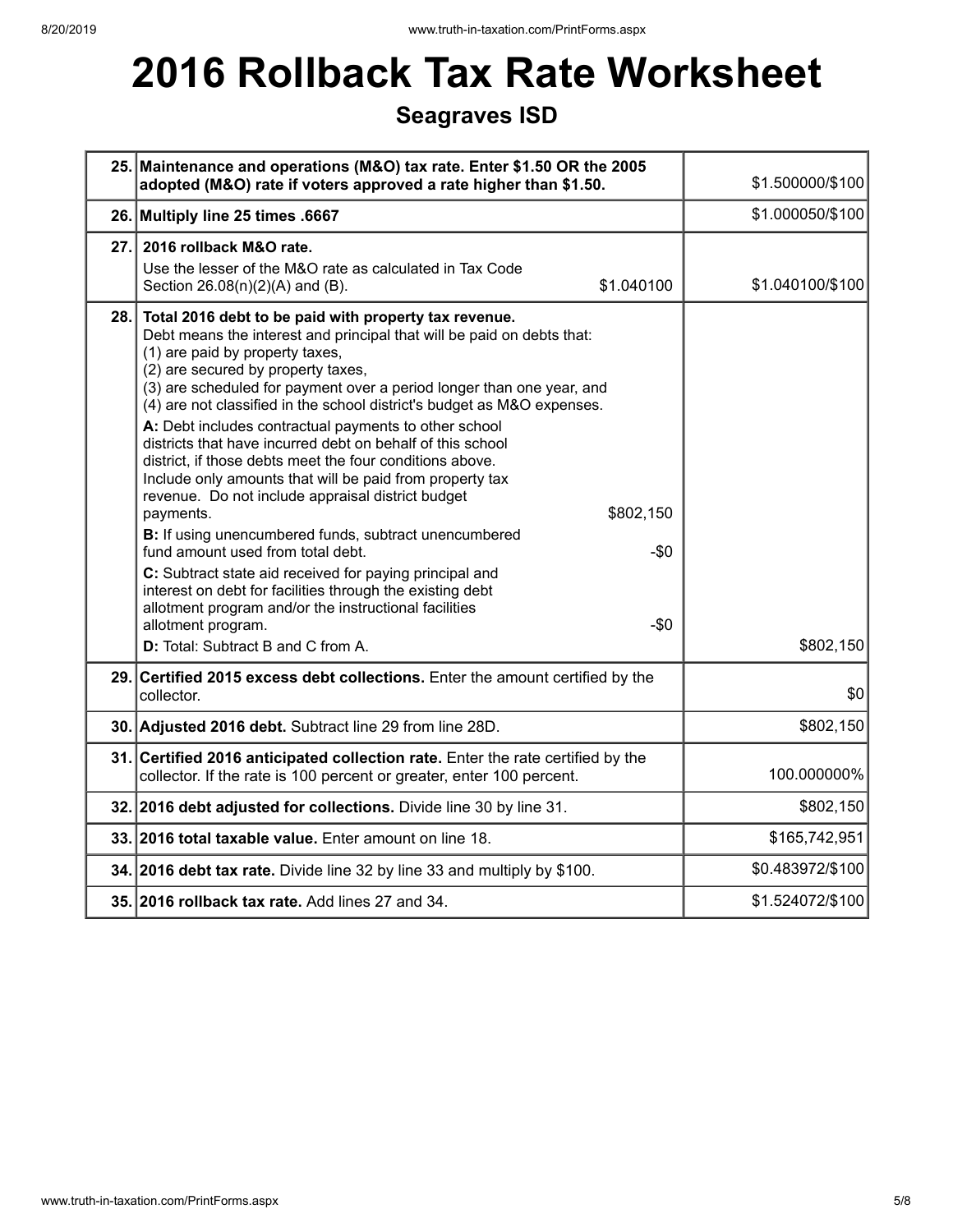# 2016 Rollback Tax Rate Worksheet

## Seagraves ISD

| Line | Description | Amount |
|---|---|---|
| 25. | **Maintenance and operations (M&O) tax rate. Enter $1.50 OR the 2005 adopted (M&O) rate if voters approved a rate higher than $1.50.** | $1.500000/$100 |
| 26. | **Multiply line 25 times .6667** | $1.000050/$100 |
| 27. | **2016 rollback M&O rate.** Use the lesser of the M&O rate as calculated in Tax Code Section 26.08(n)(2)(A) and (B). $1.040100 | $1.040100/$100 |
| 28. | **Total 2016 debt to be paid with property tax revenue.** Debt means the interest and principal that will be paid on debts that: (1) are paid by property taxes, (2) are secured by property taxes, (3) are scheduled for payment over a period longer than one year, and (4) are not classified in the school district's budget as M&O expenses. **A:** Debt includes contractual payments to other school districts that have incurred debt on behalf of this school district, if those debts meet the four conditions above. Include only amounts that will be paid from property tax revenue. Do not include appraisal district budget payments. $802,150 **B:** If using unencumbered funds, subtract unencumbered fund amount used from total debt. -$0 **C:** Subtract state aid received for paying principal and interest on debt for facilities through the existing debt allotment program and/or the instructional facilities allotment program. -$0 **D:** Total: Subtract B and C from A. | $802,150 |
| 29. | **Certified 2015 excess debt collections.** Enter the amount certified by the collector. | $0 |
| 30. | **Adjusted 2016 debt.** Subtract line 29 from line 28D. | $802,150 |
| 31. | **Certified 2016 anticipated collection rate.** Enter the rate certified by the collector. If the rate is 100 percent or greater, enter 100 percent. | 100.000000% |
| 32. | **2016 debt adjusted for collections.** Divide line 30 by line 31. | $802,150 |
| 33. | **2016 total taxable value.** Enter amount on line 18. | $165,742,951 |
| 34. | **2016 debt tax rate.** Divide line 32 by line 33 and multiply by $100. | $0.483972/$100 |
| 35. | **2016 rollback tax rate.** Add lines 27 and 34. | $1.524072/$100 |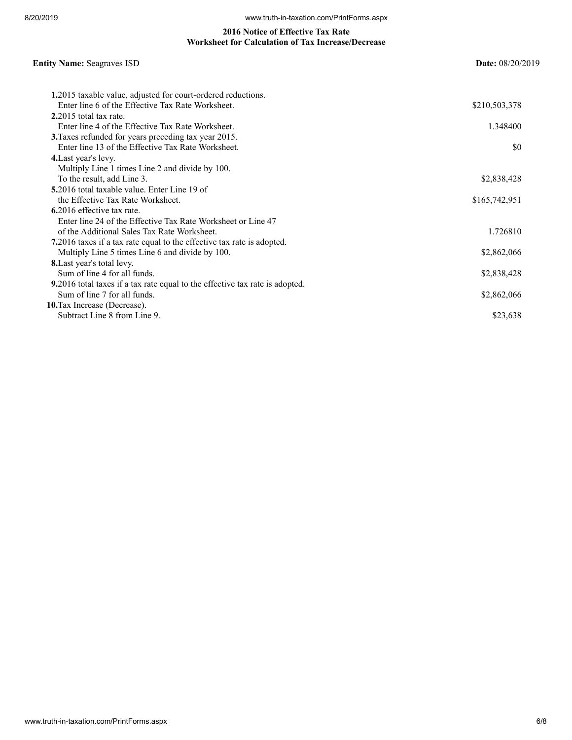## 2016 Notice of Effective Tax Rate
## Worksheet for Calculation of Tax Increase/Decrease

**Entity Name:** Seagraves ISD **Date:** 08/20/2019

| | |
|---|---|
| **1.** 2015 taxable value, adjusted for court-ordered reductions. Enter line 6 of the Effective Tax Rate Worksheet. | $210,503,378 |
| **2.** 2015 total tax rate. Enter line 4 of the Effective Tax Rate Worksheet. | 1.348400 |
| **3.** Taxes refunded for years preceding tax year 2015. Enter line 13 of the Effective Tax Rate Worksheet. | $0 |
| **4.** Last year's levy. Multiply Line 1 times Line 2 and divide by 100. To the result, add Line 3. | $2,838,428 |
| **5.** 2016 total taxable value. Enter Line 19 of the Effective Tax Rate Worksheet. | $165,742,951 |
| **6.** 2016 effective tax rate. Enter line 24 of the Effective Tax Rate Worksheet or Line 47 of the Additional Sales Tax Rate Worksheet. | 1.726810 |
| **7.** 2016 taxes if a tax rate equal to the effective tax rate is adopted. Multiply Line 5 times Line 6 and divide by 100. | $2,862,066 |
| **8.** Last year's total levy. Sum of line 4 for all funds. | $2,838,428 |
| **9.** 2016 total taxes if a tax rate equal to the effective tax rate is adopted. Sum of line 7 for all funds. | $2,862,066 |
| **10.** Tax Increase (Decrease). Subtract Line 8 from Line 9. | $23,638 |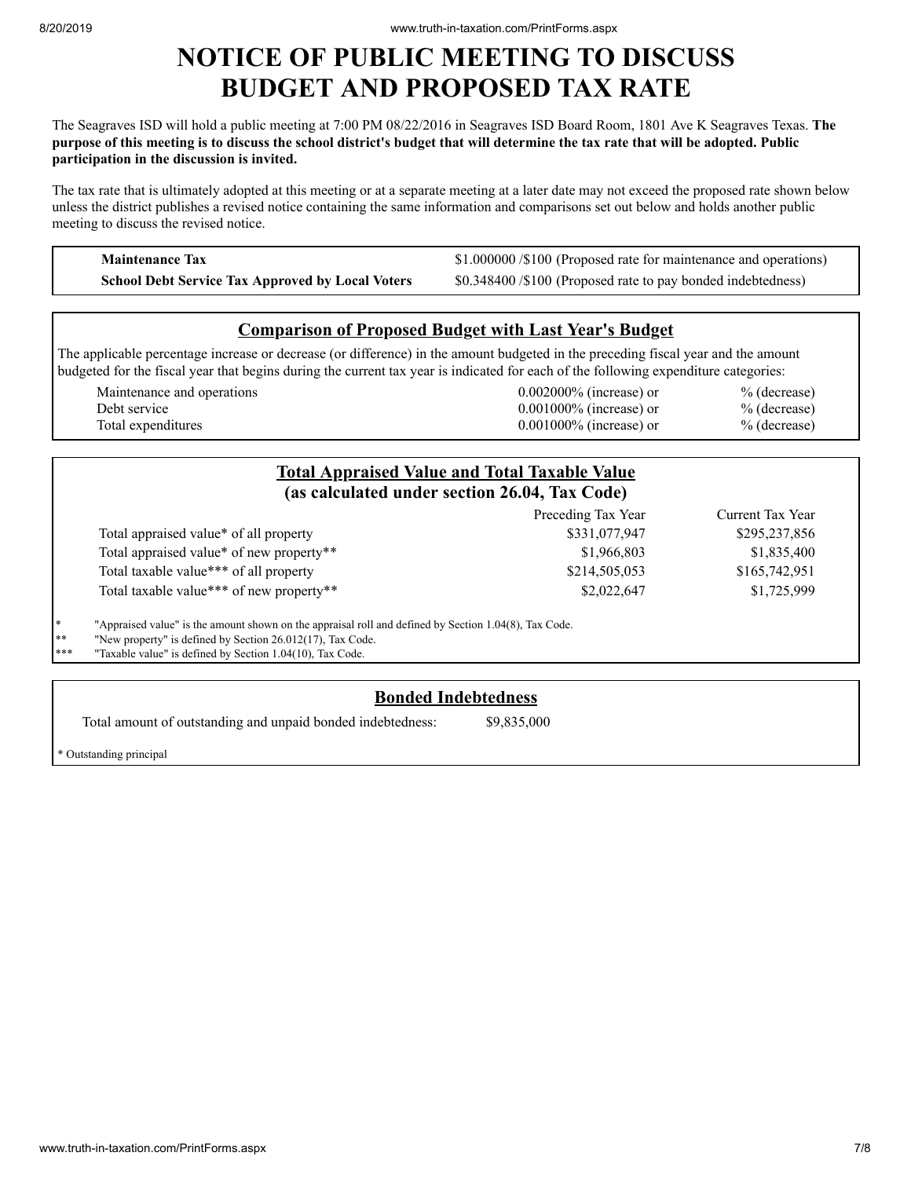# NOTICE OF PUBLIC MEETING TO DISCUSS BUDGET AND PROPOSED TAX RATE

The Seagraves ISD will hold a public meeting at 7:00 PM 08/22/2016 in Seagraves ISD Board Room, 1801 Ave K Seagraves Texas. **The purpose of this meeting is to discuss the school district's budget that will determine the tax rate that will be adopted. Public participation in the discussion is invited.**

The tax rate that is ultimately adopted at this meeting or at a separate meeting at a later date may not exceed the proposed rate shown below unless the district publishes a revised notice containing the same information and comparisons set out below and holds another public meeting to discuss the revised notice.

| | |
|---|---|
| **Maintenance Tax** | $1.000000 /$100 (Proposed rate for maintenance and operations) |
| **School Debt Service Tax Approved by Local Voters** | $0.348400 /$100 (Proposed rate to pay bonded indebtedness) |

## Comparison of Proposed Budget with Last Year's Budget

The applicable percentage increase or decrease (or difference) in the amount budgeted in the preceding fiscal year and the amount budgeted for the fiscal year that begins during the current tax year is indicated for each of the following expenditure categories:

| | | |
|---|---|---|
| Maintenance and operations | 0.002000% (increase) or | % (decrease) |
| Debt service | 0.001000% (increase) or | % (decrease) |
| Total expenditures | 0.001000% (increase) or | % (decrease) |

## Total Appraised Value and Total Taxable Value (as calculated under section 26.04, Tax Code)

| | Preceding Tax Year | Current Tax Year |
|---|---|---|
| Total appraised value* of all property | $331,077,947 | $295,237,856 |
| Total appraised value* of new property** | $1,966,803 | $1,835,400 |
| Total taxable value*** of all property | $214,505,053 | $165,742,951 |
| Total taxable value*** of new property** | $2,022,647 | $1,725,999 |

\* "Appraised value" is the amount shown on the appraisal roll and defined by Section 1.04(8), Tax Code.
\** "New property" is defined by Section 26.012(17), Tax Code.
\*** "Taxable value" is defined by Section 1.04(10), Tax Code.

## Bonded Indebtedness

Total amount of outstanding and unpaid bonded indebtedness: $9,835,000

\* Outstanding principal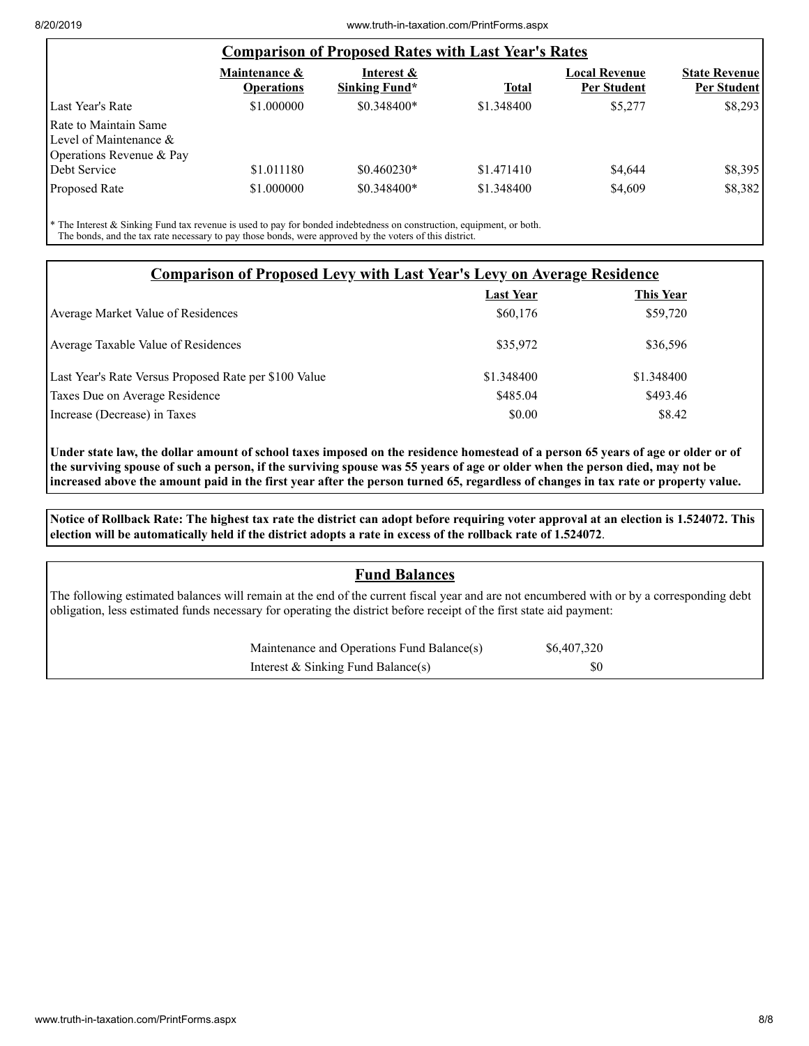## Comparison of Proposed Rates with Last Year's Rates

| | Maintenance & Operations | Interest & Sinking Fund* | Total | Local Revenue Per Student | State Revenue Per Student |
|---|---|---|---|---|---|
| Last Year's Rate | $1.000000 | $0.348400* | $1.348400 | $5,277 | $8,293 |
| Rate to Maintain Same Level of Maintenance & Operations Revenue & Pay Debt Service | $1.011180 | $0.460230* | $1.471410 | $4,644 | $8,395 |
| Proposed Rate | $1.000000 | $0.348400* | $1.348400 | $4,609 | $8,382 |

* The Interest & Sinking Fund tax revenue is used to pay for bonded indebtedness on construction, equipment, or both. The bonds, and the tax rate necessary to pay those bonds, were approved by the voters of this district.

## Comparison of Proposed Levy with Last Year's Levy on Average Residence

| | Last Year | This Year |
|---|---|---|
| Average Market Value of Residences | $60,176 | $59,720 |
| Average Taxable Value of Residences | $35,972 | $36,596 |
| Last Year's Rate Versus Proposed Rate per $100 Value | $1.348400 | $1.348400 |
| Taxes Due on Average Residence | $485.04 | $493.46 |
| Increase (Decrease) in Taxes | $0.00 | $8.42 |

**Under state law, the dollar amount of school taxes imposed on the residence homestead of a person 65 years of age or older or of the surviving spouse of such a person, if the surviving spouse was 55 years of age or older when the person died, may not be increased above the amount paid in the first year after the person turned 65, regardless of changes in tax rate or property value.**

**Notice of Rollback Rate: The highest tax rate the district can adopt before requiring voter approval at an election is 1.524072. This election will be automatically held if the district adopts a rate in excess of the rollback rate of 1.524072**.

## Fund Balances

The following estimated balances will remain at the end of the current fiscal year and are not encumbered with or by a corresponding debt obligation, less estimated funds necessary for operating the district before receipt of the first state aid payment:

| | |
|---|---|
| Maintenance and Operations Fund Balance(s) | $6,407,320 |
| Interest & Sinking Fund Balance(s) | $0 |